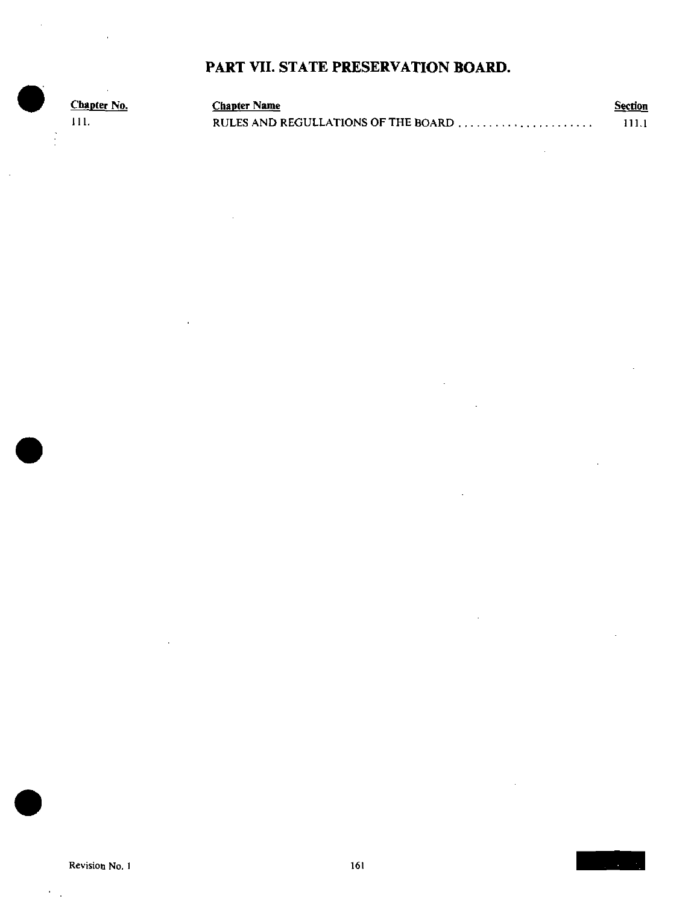# PART VII. STATE PRESERVATION BOARD.

| Chapter No. | Chapter Name | Section |
|---|---|---|
| 111. | RULES AND REGULLATIONS OF THE BOARD ...................... | 111.1 |

Revision No. 1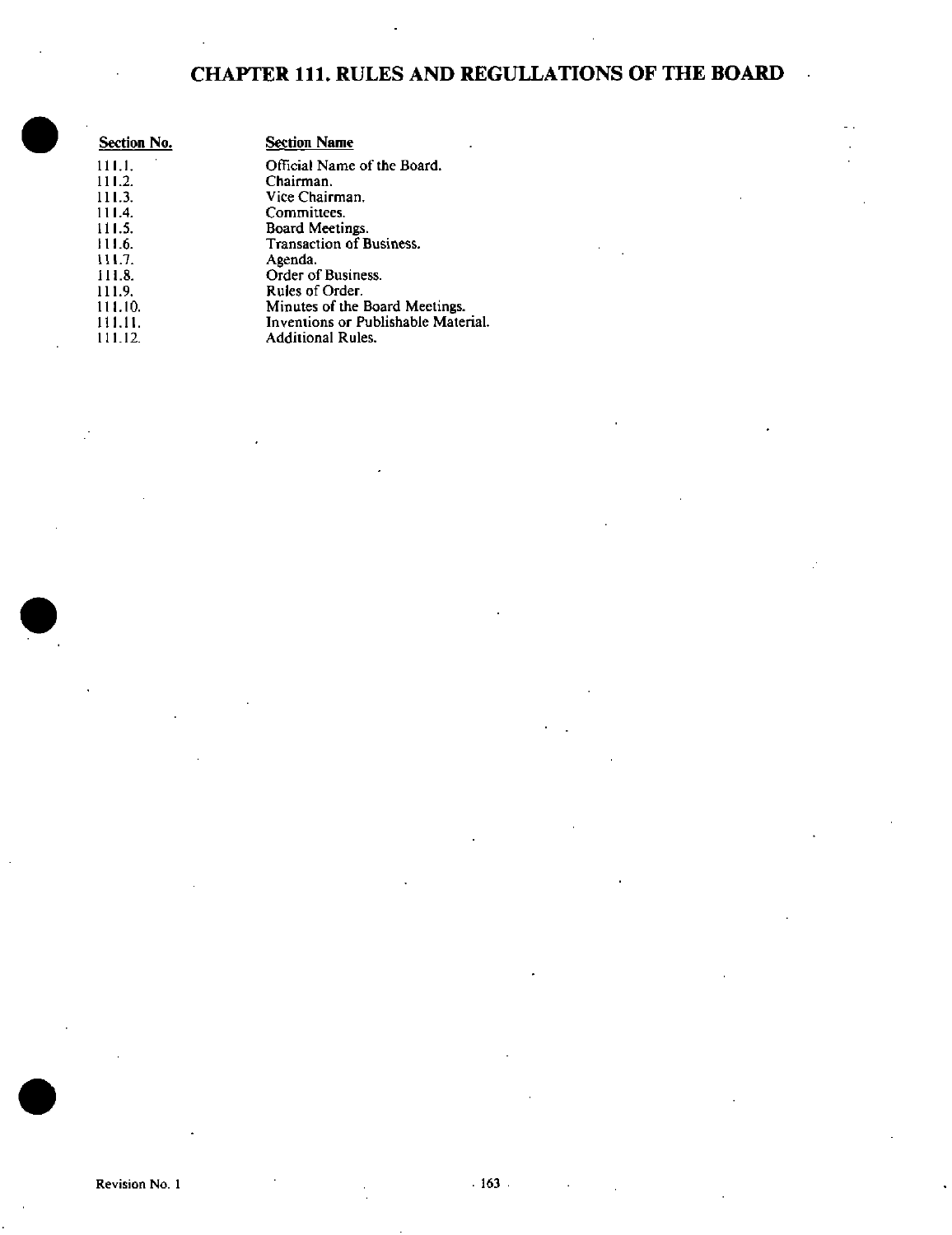# CHAPTER 111. RULES AND REGULLATIONS OF THE BOARD

| Section No. | Section Name |
|---|---|
| 111.1. | Official Name of the Board. |
| 111.2. | Chairman. |
| 111.3. | Vice Chairman. |
| 111.4. | Committees. |
| 111.5. | Board Meetings. |
| 111.6. | Transaction of Business. |
| 111.7. | Agenda. |
| 111.8. | Order of Business. |
| 111.9. | Rules of Order. |
| 111.10. | Minutes of the Board Meetings. |
| 111.11. | Inventions or Publishable Material. |
| 111.12. | Additional Rules. |

Revision No. 1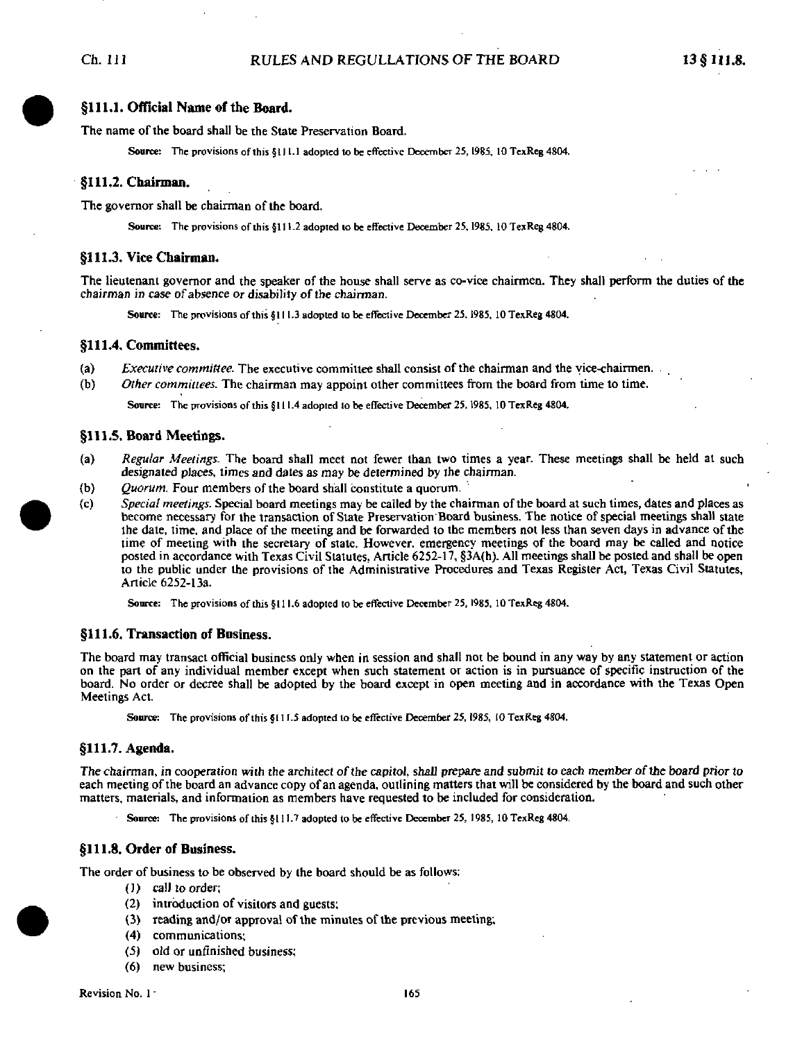## §111.1. Official Name of the Board.

The name of the board shall be the State Preservation Board.

**Source:** The provisions of this §111.1 adopted to be effective December 25, 1985, 10 TexReg 4804.

## §111.2. Chairman.

The governor shall be chairman of the board.

**Source:** The provisions of this §111.2 adopted to be effective December 25, 1985, 10 TexReg 4804.

## §111.3. Vice Chairman.

The lieutenant governor and the speaker of the house shall serve as co-vice chairmen. They shall perform the duties of the chairman in case of absence or disability of the chairman.

**Source:** The provisions of this §111.3 adopted to be effective December 25, 1985, 10 TexReg 4804.

## §111.4. Committees.

(a) *Executive committee.* The executive committee shall consist of the chairman and the vice-chairmen.

(b) *Other committees.* The chairman may appoint other committees from the board from time to time.

**Source:** The provisions of this §111.4 adopted to be effective December 25, 1985, 10 TexReg 4804.

## §111.5. Board Meetings.

(a) *Regular Meetings.* The board shall meet not fewer than two times a year. These meetings shall be held at such designated places, times and dates as may be determined by the chairman.

(b) *Quorum.* Four members of the board shall constitute a quorum.

(c) *Special meetings.* Special board meetings may be called by the chairman of the board at such times, dates and places as become necessary for the transaction of State Preservation Board business. The notice of special meetings shall state the date, time, and place of the meeting and be forwarded to the members not less than seven days in advance of the time of meeting with the secretary of state. However, emergency meetings of the board may be called and notice posted in accordance with Texas Civil Statutes, Article 6252-17, §3A(h). All meetings shall be posted and shall be open to the public under the provisions of the Administrative Procedures and Texas Register Act, Texas Civil Statutes, Article 6252-13a.

**Source:** The provisions of this §111.6 adopted to be effective December 25, 1985, 10 TexReg 4804.

## §111.6. Transaction of Business.

The board may transact official business only when in session and shall not be bound in any way by any statement or action on the part of any individual member except when such statement or action is in pursuance of specific instruction of the board. No order or decree shall be adopted by the board except in open meeting and in accordance with the Texas Open Meetings Act.

**Source:** The provisions of this §111.5 adopted to be effective December 25, 1985, 10 TexReg 4804.

## §111.7. Agenda.

The chairman, in cooperation with the architect of the capitol, shall prepare and submit to each member of the board prior to each meeting of the board an advance copy of an agenda, outlining matters that will be considered by the board and such other matters, materials, and information as members have requested to be included for consideration.

**Source:** The provisions of this §111.7 adopted to be effective December 25, 1985, 10 TexReg 4804.

## §111.8. Order of Business.

The order of business to be observed by the board should be as follows:

(1) call to order;

(2) introduction of visitors and guests;

(3) reading and/or approval of the minutes of the previous meeting;

(4) communications;

(5) old or unfinished business;

(6) new business;

Revision No. 1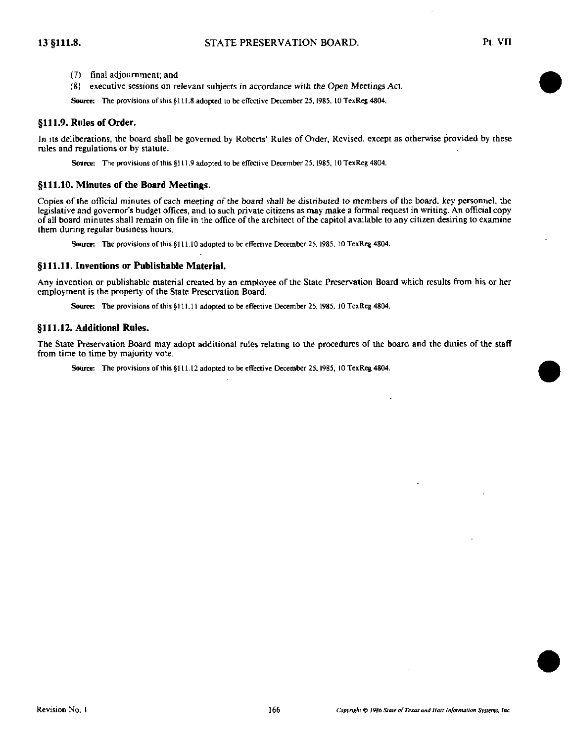(7) final adjournment; and

(8) executive sessions on relevant subjects in accordance with the Open Meetings Act.

Source: The provisions of this §111.8 adopted to be effective December 25, 1985, 10 TexReg 4804.

### §111.9. Rules of Order.

In its deliberations, the board shall be governed by Roberts' Rules of Order, Revised, except as otherwise provided by these rules and regulations or by statute.

Source: The provisions of this §111.9 adopted to be effective December 25, 1985, 10 TexReg 4804.

### §111.10. Minutes of the Board Meetings.

Copies of the official minutes of each meeting of the board shall be distributed to members of the board, key personnel, the legislative and governor's budget offices, and to such private citizens as may make a formal request in writing. An official copy of all board minutes shall remain on file in the office of the architect of the capitol available to any citizen desiring to examine them during regular business hours.

Source: The provisions of this §111.10 adopted to be effective December 25, 1985, 10 TexReg 4804.

### §111.11. Inventions or Publishable Material.

Any invention or publishable material created by an employee of the State Preservation Board which results from his or her employment is the property of the State Preservation Board.

Source: The provisions of this §111.11 adopted to be effective December 25, 1985, 10 TexReg 4804.

### §111.12. Additional Rules.

The State Preservation Board may adopt additional rules relating to the procedures of the board and the duties of the staff from time to time by majority vote.

Source: The provisions of this §111.12 adopted to be effective December 25, 1985, 10 TexReg 4804.